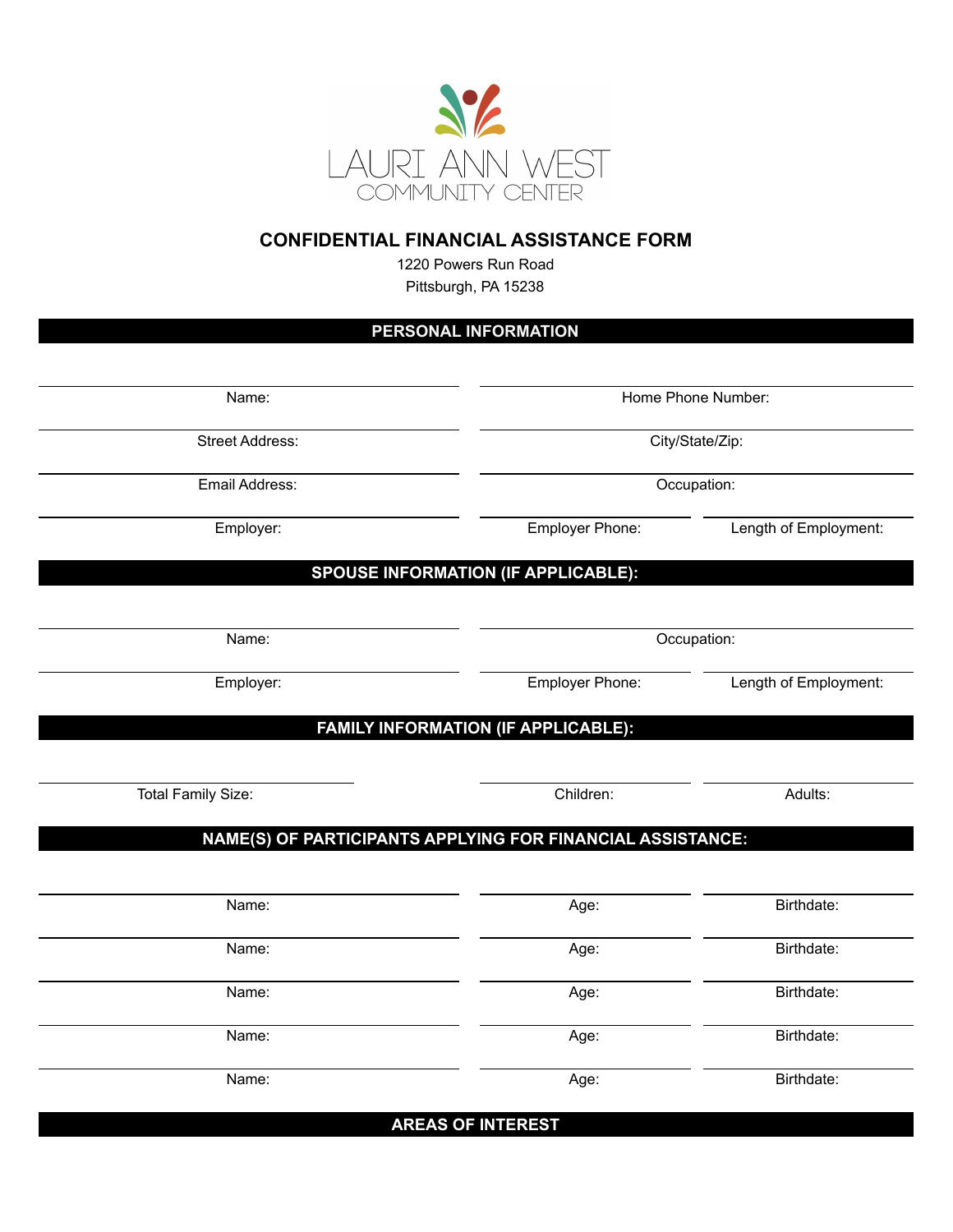LAURI ANN WEST
COMMUNITY CENTER

# CONFIDENTIAL FINANCIAL ASSISTANCE FORM

1220 Powers Run Road
Pittsburgh, PA 15238

## PERSONAL INFORMATION

| | | |
|---|---|---|
| Name: | Home Phone Number: | |
| Street Address: | City/State/Zip: | |
| Email Address: | Occupation: | |
| Employer: | Employer Phone: | Length of Employment: |

## SPOUSE INFORMATION (IF APPLICABLE):

| | | |
|---|---|---|
| Name: | Occupation: | |
| Employer: | Employer Phone: | Length of Employment: |

## FAMILY INFORMATION (IF APPLICABLE):

| | | |
|---|---|---|
| Total Family Size: | Children: | Adults: |

## NAME(S) OF PARTICIPANTS APPLYING FOR FINANCIAL ASSISTANCE:

| | | |
|---|---|---|
| Name: | Age: | Birthdate: |
| Name: | Age: | Birthdate: |
| Name: | Age: | Birthdate: |
| Name: | Age: | Birthdate: |
| Name: | Age: | Birthdate: |

## AREAS OF INTEREST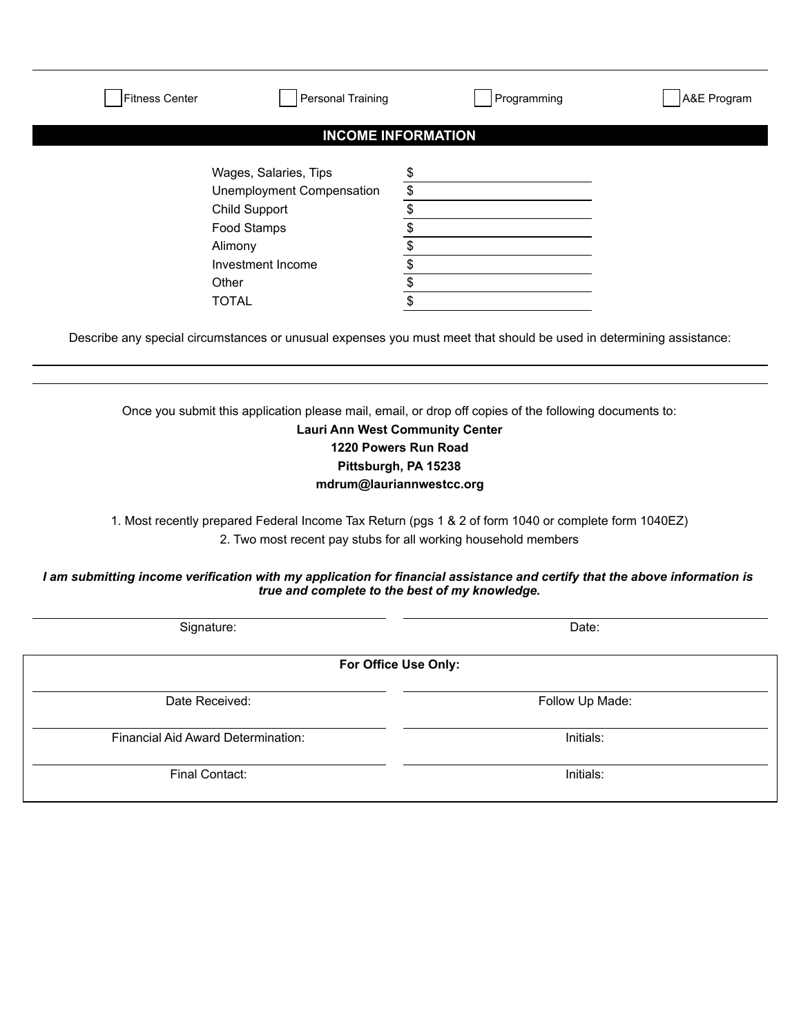- [ ] Fitness Center
- [ ] Personal Training
- [ ] Programming
- [ ] A&E Program

## INCOME INFORMATION

| | |
|---|---|
| Wages, Salaries, Tips | $ |
| Unemployment Compensation | $ |
| Child Support | $ |
| Food Stamps | $ |
| Alimony | $ |
| Investment Income | $ |
| Other | $ |
| TOTAL | $ |

Describe any special circumstances or unusual expenses you must meet that should be used in determining assistance:

Once you submit this application please mail, email, or drop off copies of the following documents to:

**Lauri Ann West Community Center**
**1220 Powers Run Road**
**Pittsburgh, PA 15238**
**mdrum@lauriannwestcc.org**

1. Most recently prepared Federal Income Tax Return (pgs 1 & 2 of form 1040 or complete form 1040EZ)
2. Two most recent pay stubs for all working household members

***I am submitting income verification with my application for financial assistance and certify that the above information is true and complete to the best of my knowledge.***

Signature: Date:

**For Office Use Only:**

Date Received: Follow Up Made:

Financial Aid Award Determination: Initials:

Final Contact: Initials: